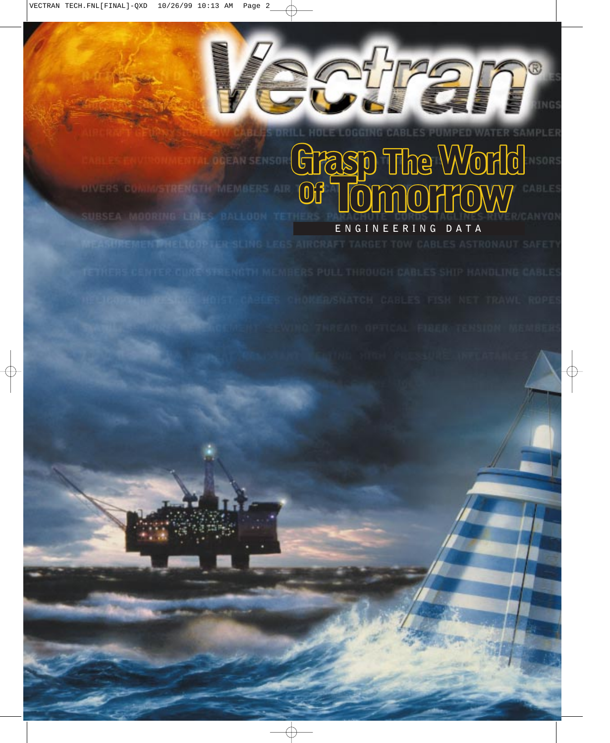# Vectran®

## Grasp The World Of Tomorrow

ENGINEERING DATA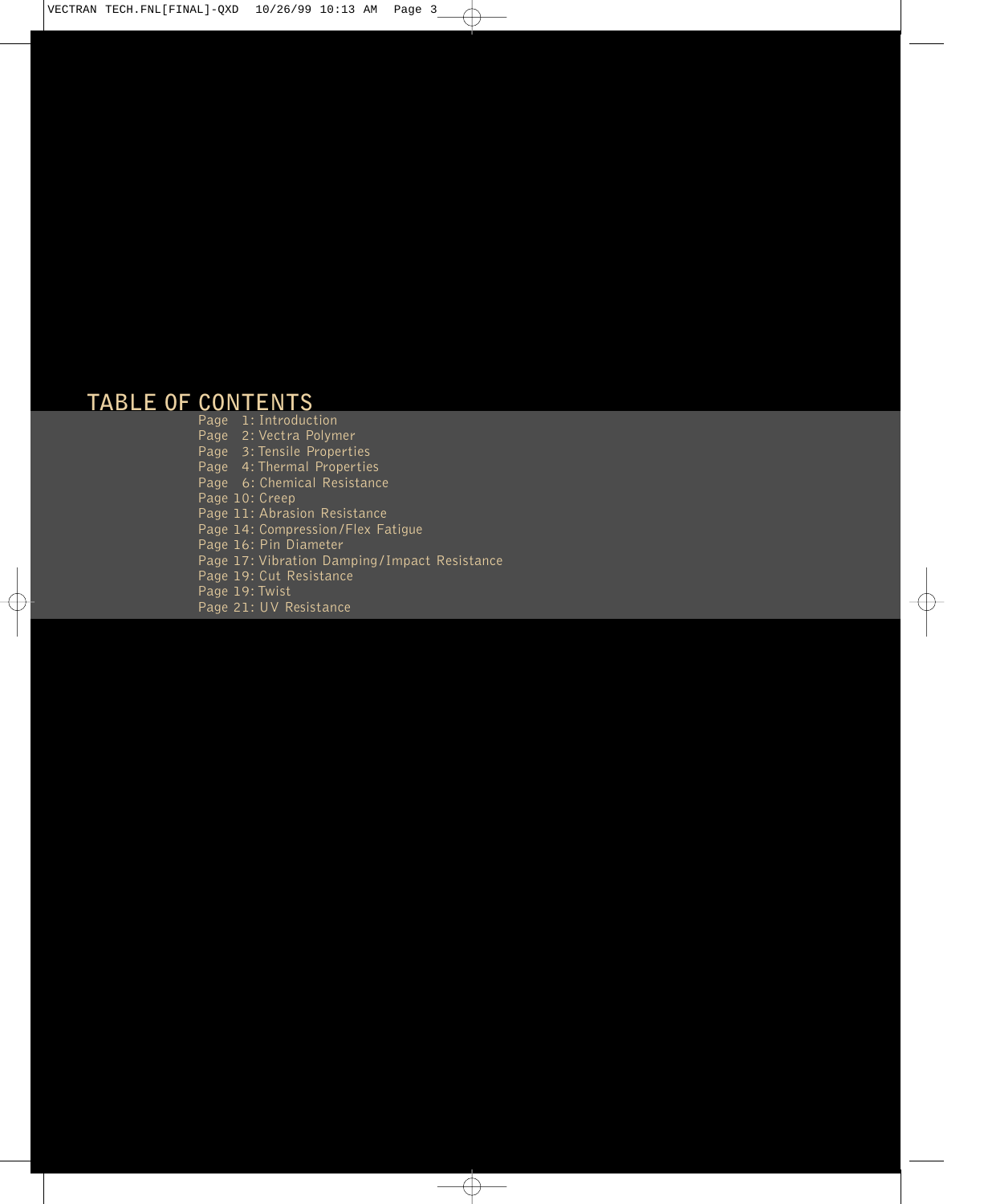# TABLE OF CONTENTS

Page 1: Introduction
Page 2: Vectra Polymer
Page 3: Tensile Properties
Page 4: Thermal Properties
Page 6: Chemical Resistance
Page 10: Creep
Page 11: Abrasion Resistance
Page 14: Compression/Flex Fatigue
Page 16: Pin Diameter
Page 17: Vibration Damping/Impact Resistance
Page 19: Cut Resistance
Page 19: Twist
Page 21: UV Resistance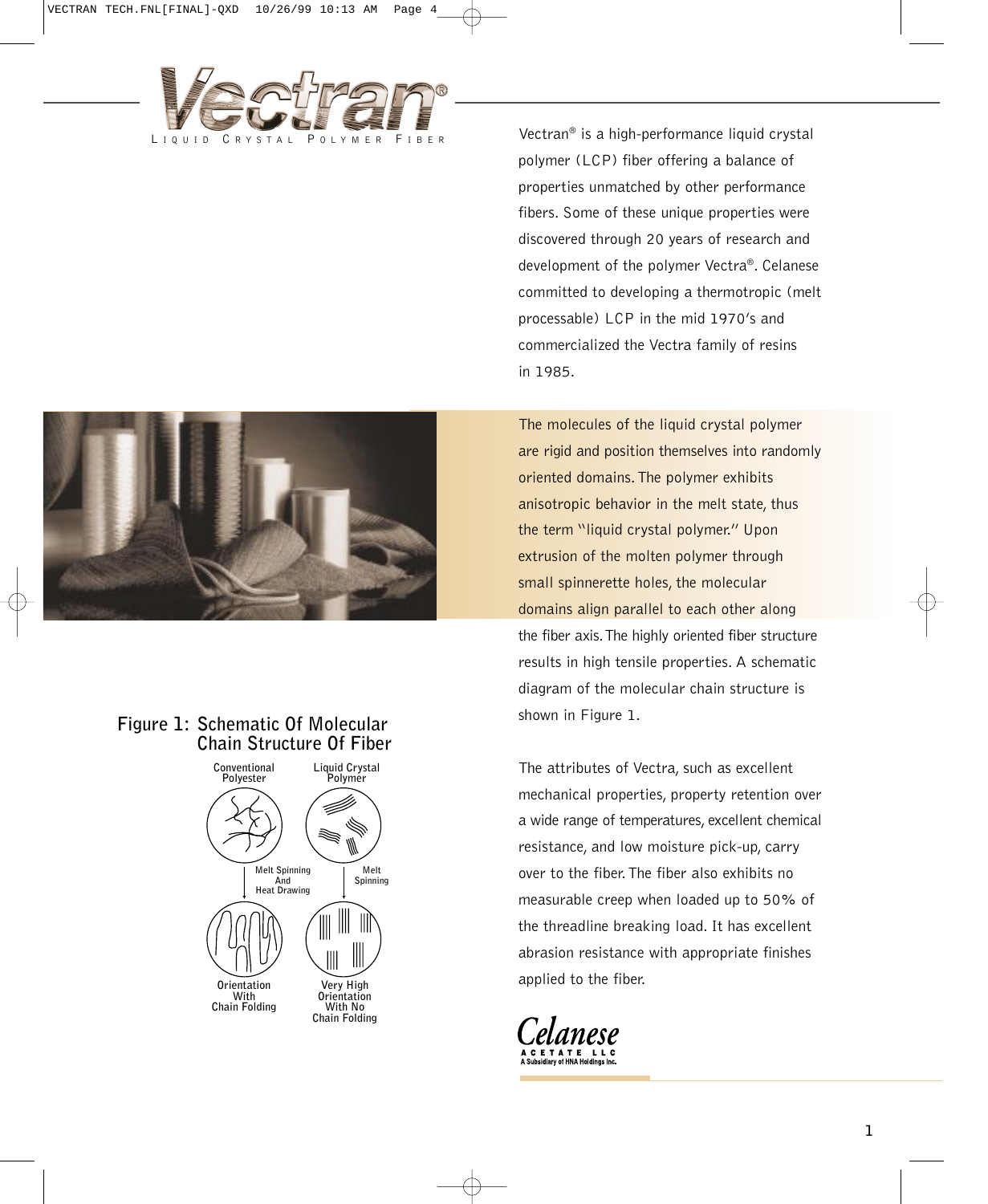# Vectran®

LIQUID CRYSTAL POLYMER FIBER

Vectran® is a high-performance liquid crystal polymer (LCP) fiber offering a balance of properties unmatched by other performance fibers. Some of these unique properties were discovered through 20 years of research and development of the polymer Vectra®. Celanese committed to developing a thermotropic (melt processable) LCP in the mid 1970's and commercialized the Vectra family of resins in 1985.

The molecules of the liquid crystal polymer are rigid and position themselves into randomly oriented domains. The polymer exhibits anisotropic behavior in the melt state, thus the term "liquid crystal polymer." Upon extrusion of the molten polymer through small spinnerette holes, the molecular domains align parallel to each other along the fiber axis. The highly oriented fiber structure results in high tensile properties. A schematic diagram of the molecular chain structure is shown in Figure 1.

**Figure 1: Schematic Of Molecular Chain Structure Of Fiber**

Conventional Polyester → Melt Spinning And Heat Drawing → Orientation With Chain Folding

Liquid Crystal Polymer → Melt Spinning → Very High Orientation With No Chain Folding

The attributes of Vectra, such as excellent mechanical properties, property retention over a wide range of temperatures, excellent chemical resistance, and low moisture pick-up, carry over to the fiber. The fiber also exhibits no measurable creep when loaded up to 50% of the threadline breaking load. It has excellent abrasion resistance with appropriate finishes applied to the fiber.

Celanese ACETATE LLC
A Subsidiary of HNA Holdings Inc.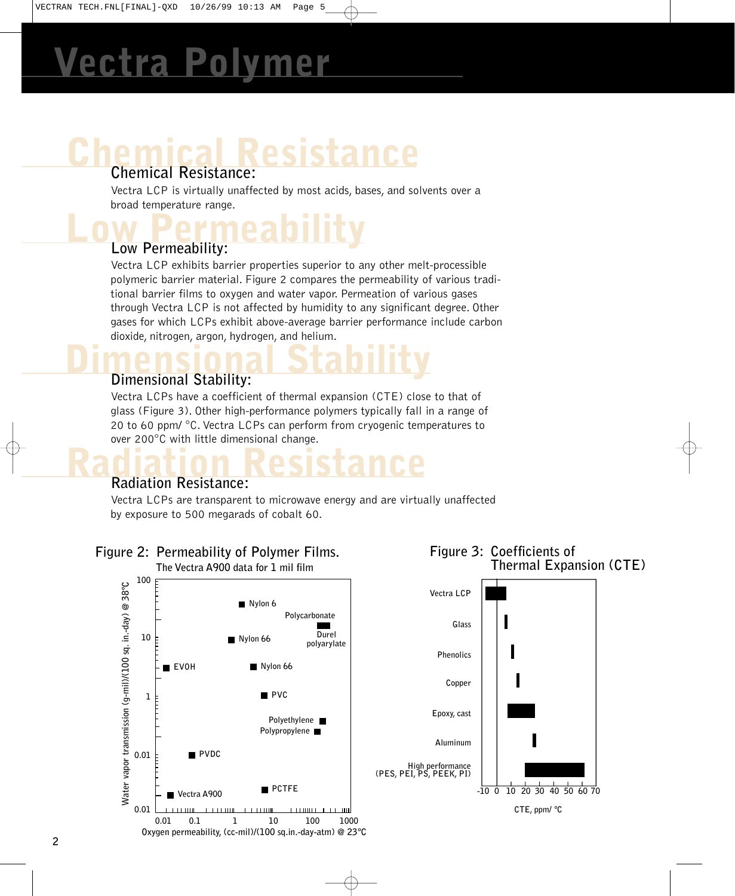# Vectra Polymer

## Chemical Resistance:

Vectra LCP is virtually unaffected by most acids, bases, and solvents over a broad temperature range.

## Low Permeability:

Vectra LCP exhibits barrier properties superior to any other melt-processible polymeric barrier material. Figure 2 compares the permeability of various traditional barrier films to oxygen and water vapor. Permeation of various gases through Vectra LCP is not affected by humidity to any significant degree. Other gases for which LCPs exhibit above-average barrier performance include carbon dioxide, nitrogen, argon, hydrogen, and helium.

## Dimensional Stability:

Vectra LCPs have a coefficient of thermal expansion (CTE) close to that of glass (Figure 3). Other high-performance polymers typically fall in a range of 20 to 60 ppm/ °C. Vectra LCPs can perform from cryogenic temperatures to over 200°C with little dimensional change.

## Radiation Resistance:

Vectra LCPs are transparent to microwave energy and are virtually unaffected by exposure to 500 megarads of cobalt 60.

**Figure 2: Permeability of Polymer Films.**
The Vectra A900 data for 1 mil film

Water vapor transmission (g-mil)/(100 sq. in.-day) @ 38°C vs. Oxygen permeability, (cc-mil)/(100 sq.in.-day-atm) @ 23°C

Materials shown: Nylon 6, Polycarbonate, Durel polyarylate, Nylon 66, EVOH, Nylon 66, PVC, Polyethylene, Polypropylene, PVDC, Vectra A900, PCTFE

**Figure 3: Coefficients of Thermal Expansion (CTE)**

CTE, ppm/ °C

Materials shown: Vectra LCP, Glass, Phenolics, Copper, Epoxy, cast, Aluminum, High performance (PES, PEI, PS, PEEK, PI)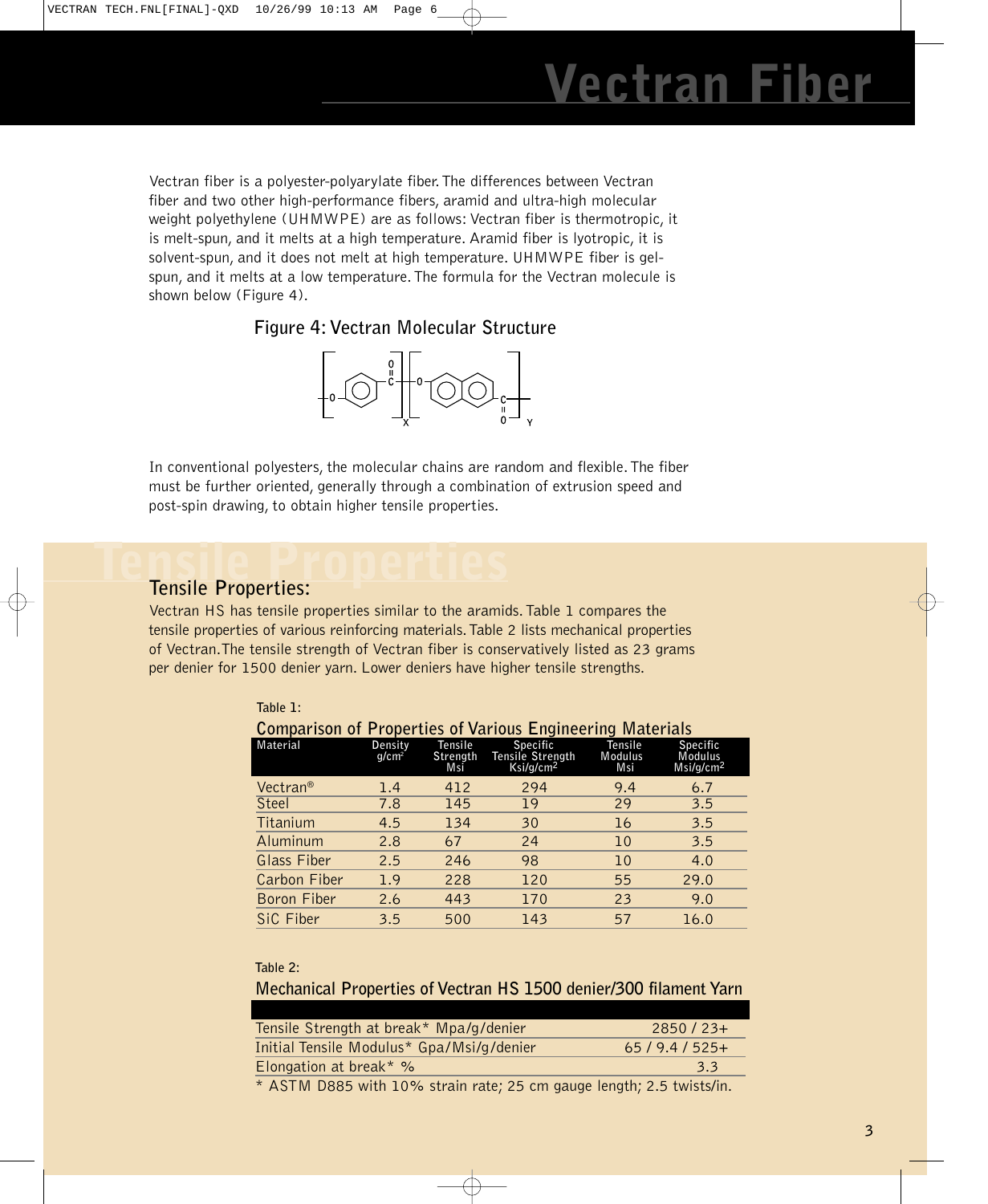# Vectran Fiber

Vectran fiber is a polyester-polyarylate fiber. The differences between Vectran fiber and two other high-performance fibers, aramid and ultra-high molecular weight polyethylene (UHMWPE) are as follows: Vectran fiber is thermotropic, it is melt-spun, and it melts at a high temperature. Aramid fiber is lyotropic, it is solvent-spun, and it does not melt at high temperature. UHMWPE fiber is gel-spun, and it melts at a low temperature. The formula for the Vectran molecule is shown below (Figure 4).

**Figure 4: Vectran Molecular Structure**

In conventional polyesters, the molecular chains are random and flexible. The fiber must be further oriented, generally through a combination of extrusion speed and post-spin drawing, to obtain higher tensile properties.

## Tensile Properties:

Vectran HS has tensile properties similar to the aramids. Table 1 compares the tensile properties of various reinforcing materials. Table 2 lists mechanical properties of Vectran. The tensile strength of Vectran fiber is conservatively listed as 23 grams per denier for 1500 denier yarn. Lower deniers have higher tensile strengths.

**Table 1:**

**Comparison of Properties of Various Engineering Materials**

| Material | Density g/cm² | Tensile Strength Msi | Specific Tensile Strength Ksi/g/cm² | Tensile Modulus Msi | Specific Modulus Msi/g/cm² |
|---|---|---|---|---|---|
| Vectran® | 1.4 | 412 | 294 | 9.4 | 6.7 |
| Steel | 7.8 | 145 | 19 | 29 | 3.5 |
| Titanium | 4.5 | 134 | 30 | 16 | 3.5 |
| Aluminum | 2.8 | 67 | 24 | 10 | 3.5 |
| Glass Fiber | 2.5 | 246 | 98 | 10 | 4.0 |
| Carbon Fiber | 1.9 | 228 | 120 | 55 | 29.0 |
| Boron Fiber | 2.6 | 443 | 170 | 23 | 9.0 |
| SiC Fiber | 3.5 | 500 | 143 | 57 | 16.0 |

**Table 2:**

**Mechanical Properties of Vectran HS 1500 denier/300 filament Yarn**

| | |
|---|---|
| Tensile Strength at break* Mpa/g/denier | 2850 / 23+ |
| Initial Tensile Modulus* Gpa/Msi/g/denier | 65 / 9.4 / 525+ |
| Elongation at break* % | 3.3 |

* ASTM D885 with 10% strain rate; 25 cm gauge length; 2.5 twists/in.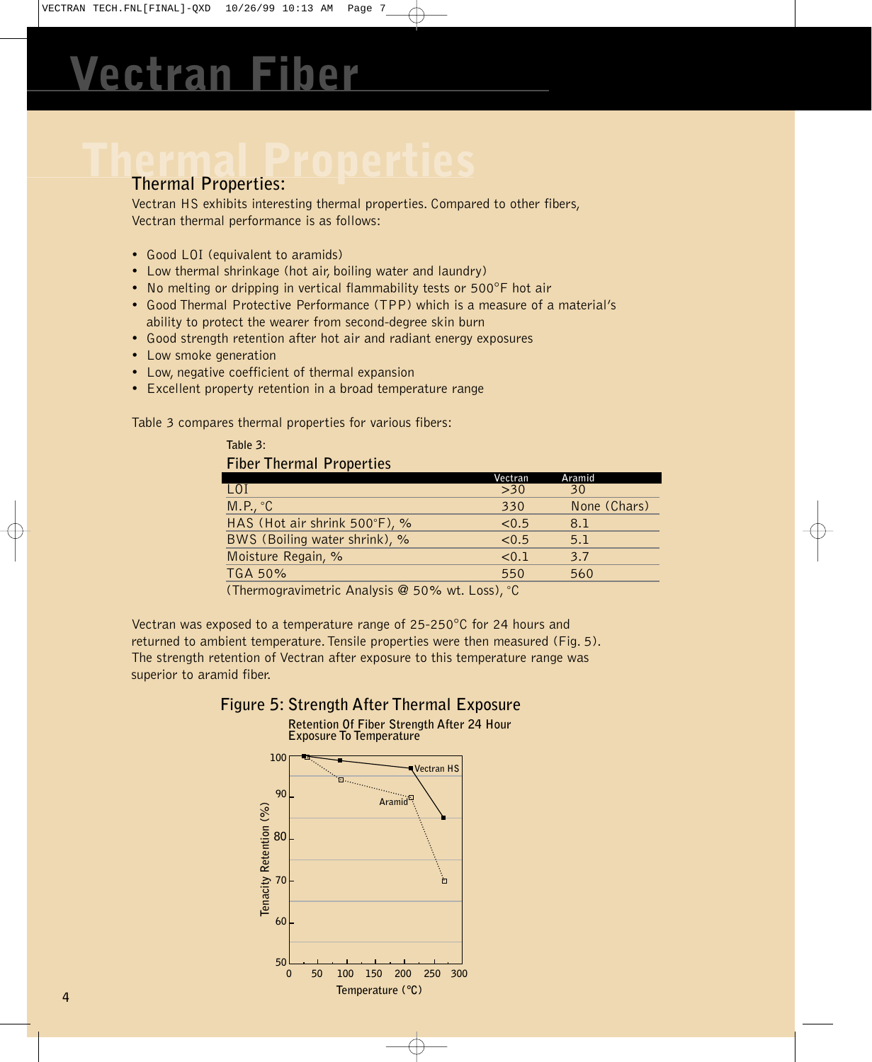# Vectran Fiber

## Thermal Properties

### Thermal Properties:

Vectran HS exhibits interesting thermal properties. Compared to other fibers, Vectran thermal performance is as follows:

- Good LOI (equivalent to aramids)
- Low thermal shrinkage (hot air, boiling water and laundry)
- No melting or dripping in vertical flammability tests or 500°F hot air
- Good Thermal Protective Performance (TPP) which is a measure of a material's ability to protect the wearer from second-degree skin burn
- Good strength retention after hot air and radiant energy exposures
- Low smoke generation
- Low, negative coefficient of thermal expansion
- Excellent property retention in a broad temperature range

Table 3 compares thermal properties for various fibers:

**Table 3:**

**Fiber Thermal Properties**

| | Vectran | Aramid |
|---|---|---|
| LOI | >30 | 30 |
| M.P., °C | 330 | None (Chars) |
| HAS (Hot air shrink 500°F), % | <0.5 | 8.1 |
| BWS (Boiling water shrink), % | <0.5 | 5.1 |
| Moisture Regain, % | <0.1 | 3.7 |
| TGA 50% | 550 | 560 |

(Thermogravimetric Analysis @ 50% wt. Loss), °C

Vectran was exposed to a temperature range of 25-250°C for 24 hours and returned to ambient temperature. Tensile properties were then measured (Fig. 5). The strength retention of Vectran after exposure to this temperature range was superior to aramid fiber.

**Figure 5: Strength After Thermal Exposure**

Retention Of Fiber Strength After 24 Hour Exposure To Temperature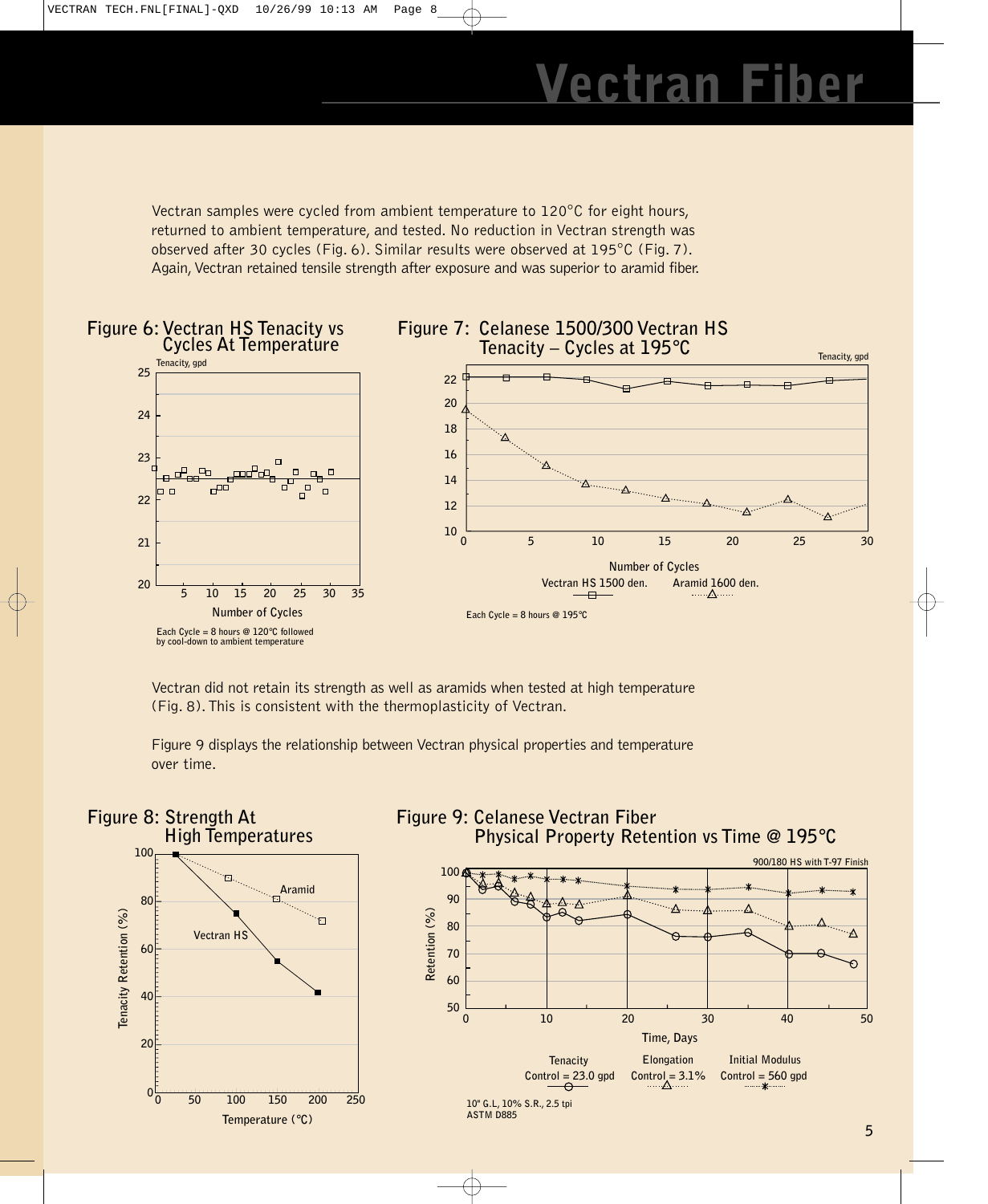# Vectran Fiber

Vectran samples were cycled from ambient temperature to 120°C for eight hours, returned to ambient temperature, and tested. No reduction in Vectran strength was observed after 30 cycles (Fig. 6). Similar results were observed at 195°C (Fig. 7). Again, Vectran retained tensile strength after exposure and was superior to aramid fiber.

**Figure 6: Vectran HS Tenacity vs Cycles At Temperature**

Each Cycle = 8 hours @ 120°C followed by cool-down to ambient temperature

**Figure 7: Celanese 1500/300 Vectran HS Tenacity – Cycles at 195°C**

Vectran HS 1500 den. Aramid 1600 den.

Each Cycle = 8 hours @ 195°C

Vectran did not retain its strength as well as aramids when tested at high temperature (Fig. 8). This is consistent with the thermoplasticity of Vectran.

Figure 9 displays the relationship between Vectran physical properties and temperature over time.

**Figure 8: Strength At High Temperatures**

**Figure 9: Celanese Vectran Fiber Physical Property Retention vs Time @ 195°C**

900/180 HS with T-97 Finish

Tenacity Control = 23.0 gpd; Elongation Control = 3.1%; Initial Modulus Control = 560 gpd

10" G.L, 10% S.R., 2.5 tpi
ASTM D885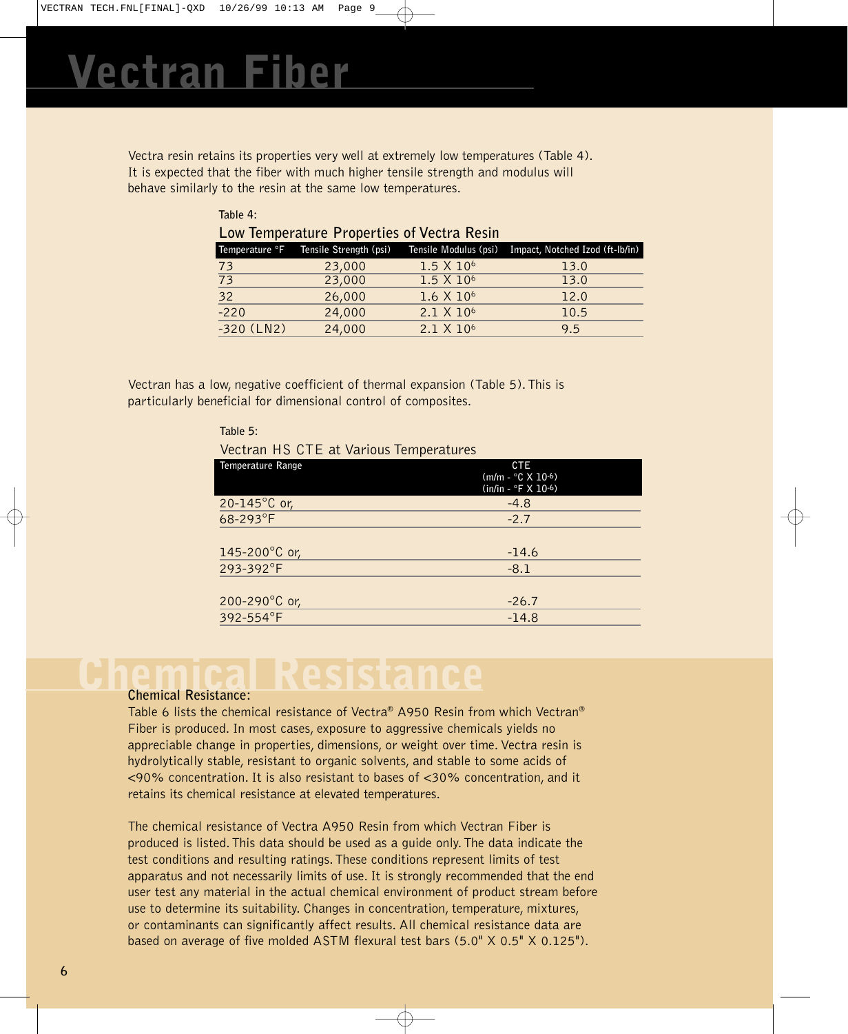# Vectran Fiber

Vectra resin retains its properties very well at extremely low temperatures (Table 4). It is expected that the fiber with much higher tensile strength and modulus will behave similarly to the resin at the same low temperatures.

**Table 4:**

**Low Temperature Properties of Vectra Resin**

| Temperature °F | Tensile Strength (psi) | Tensile Modulus (psi) | Impact, Notched Izod (ft-lb/in) |
|---|---|---|---|
| 73 | 23,000 | $1.5 \times 10^6$ | 13.0 |
| 73 | 23,000 | $1.5 \times 10^6$ | 13.0 |
| 32 | 26,000 | $1.6 \times 10^6$ | 12.0 |
| -220 | 24,000 | $2.1 \times 10^6$ | 10.5 |
| -320 (LN2) | 24,000 | $2.1 \times 10^6$ | 9.5 |

Vectran has a low, negative coefficient of thermal expansion (Table 5). This is particularly beneficial for dimensional control of composites.

**Table 5:**

**Vectran HS CTE at Various Temperatures**

| Temperature Range | CTE (m/m - °C X $10^{-6}$) (in/in - °F X $10^{-6}$) |
|---|---|
| 20-145°C or, | -4.8 |
| 68-293°F | -2.7 |
| 145-200°C or, | -14.6 |
| 293-392°F | -8.1 |
| 200-290°C or, | -26.7 |
| 392-554°F | -14.8 |

# Chemical Resistance

**Chemical Resistance:**

Table 6 lists the chemical resistance of Vectra® A950 Resin from which Vectran® Fiber is produced. In most cases, exposure to aggressive chemicals yields no appreciable change in properties, dimensions, or weight over time. Vectra resin is hydrolytically stable, resistant to organic solvents, and stable to some acids of <90% concentration. It is also resistant to bases of <30% concentration, and it retains its chemical resistance at elevated temperatures.

The chemical resistance of Vectra A950 Resin from which Vectran Fiber is produced is listed. This data should be used as a guide only. The data indicate the test conditions and resulting ratings. These conditions represent limits of test apparatus and not necessarily limits of use. It is strongly recommended that the end user test any material in the actual chemical environment of product stream before use to determine its suitability. Changes in concentration, temperature, mixtures, or contaminants can significantly affect results. All chemical resistance data are based on average of five molded ASTM flexural test bars (5.0" X 0.5" X 0.125").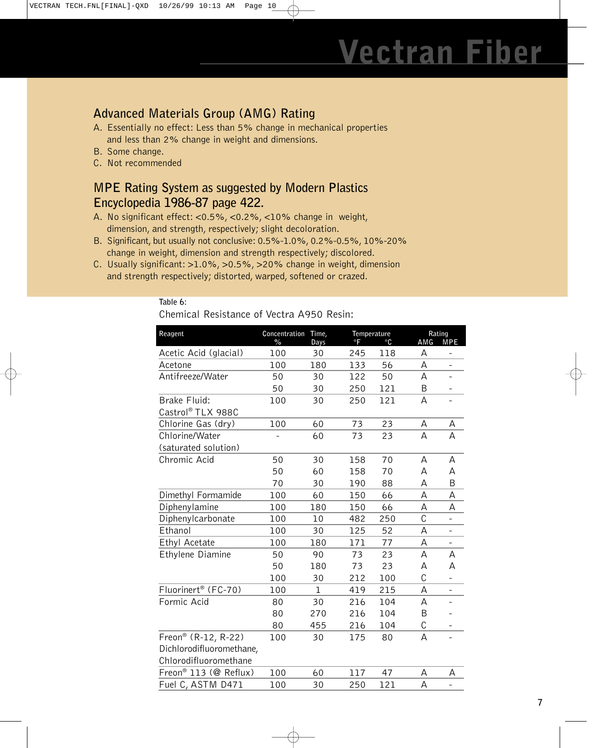## Advanced Materials Group (AMG) Rating

A. Essentially no effect: Less than 5% change in mechanical properties and less than 2% change in weight and dimensions.

B. Some change.

C. Not recommended

## MPE Rating System as suggested by Modern Plastics Encyclopedia 1986-87 page 422.

A. No significant effect: <0.5%, <0.2%, <10% change in weight, dimension, and strength, respectively; slight decoloration.

B. Significant, but usually not conclusive: 0.5%-1.0%, 0.2%-0.5%, 10%-20% change in weight, dimension and strength respectively; discolored.

C. Usually significant: >1.0%, >0.5%, >20% change in weight, dimension and strength respectively; distorted, warped, softened or crazed.

**Table 6:**

Chemical Resistance of Vectra A950 Resin:

| Reagent | Concentration % | Time, Days | Temperature °F | Temperature °C | Rating AMG | Rating MPE |
|---|---|---|---|---|---|---|
| Acetic Acid (glacial) | 100 | 30 | 245 | 118 | A | - |
| Acetone | 100 | 180 | 133 | 56 | A | - |
| Antifreeze/Water | 50 | 30 | 122 | 50 | A | - |
| | 50 | 30 | 250 | 121 | B | - |
| Brake Fluid: Castrol® TLX 988C | 100 | 30 | 250 | 121 | A | - |
| Chlorine Gas (dry) | 100 | 60 | 73 | 23 | A | A |
| Chlorine/Water (saturated solution) | - | 60 | 73 | 23 | A | A |
| Chromic Acid | 50 | 30 | 158 | 70 | A | A |
| | 50 | 60 | 158 | 70 | A | A |
| | 70 | 30 | 190 | 88 | A | B |
| Dimethyl Formamide | 100 | 60 | 150 | 66 | A | A |
| Diphenylamine | 100 | 180 | 150 | 66 | A | A |
| Diphenylcarbonate | 100 | 10 | 482 | 250 | C | - |
| Ethanol | 100 | 30 | 125 | 52 | A | - |
| Ethyl Acetate | 100 | 180 | 171 | 77 | A | - |
| Ethylene Diamine | 50 | 90 | 73 | 23 | A | A |
| | 50 | 180 | 73 | 23 | A | A |
| | 100 | 30 | 212 | 100 | C | - |
| Fluorinert® (FC-70) | 100 | 1 | 419 | 215 | A | - |
| Formic Acid | 80 | 30 | 216 | 104 | A | - |
| | 80 | 270 | 216 | 104 | B | - |
| | 80 | 455 | 216 | 104 | C | - |
| Freon® (R-12, R-22) Dichlorodifluoromethane, Chlorodifluoromethane | 100 | 30 | 175 | 80 | A | - |
| Freon® 113 (@ Reflux) | 100 | 60 | 117 | 47 | A | A |
| Fuel C, ASTM D471 | 100 | 30 | 250 | 121 | A | - |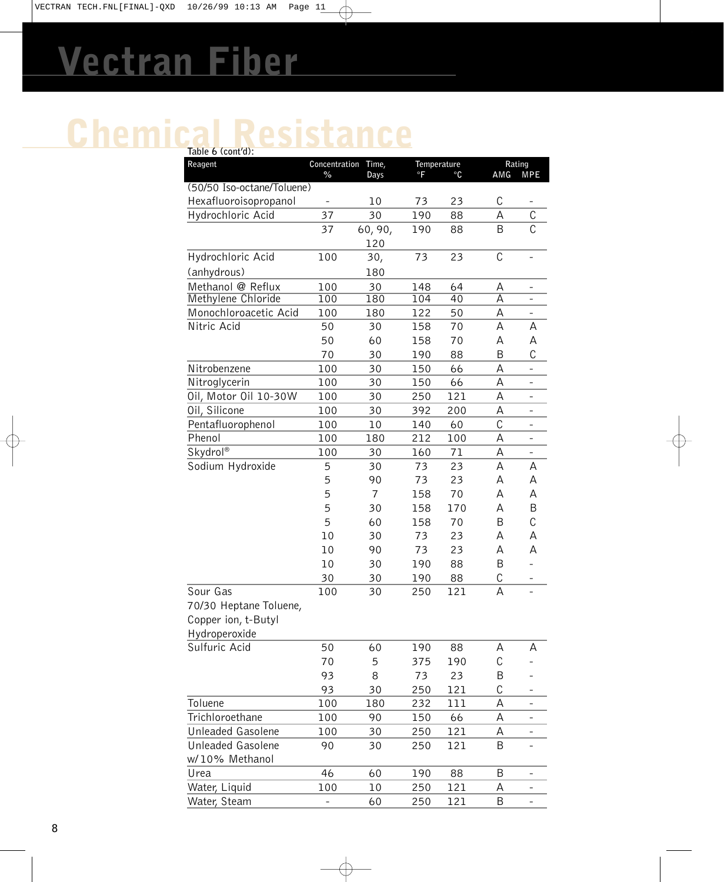# Vectran Fiber

## Chemical Resistance

Table 6 (cont'd):

| Reagent | Concentration % | Time, Days | Temperature °F | Temperature °C | Rating AMG | Rating MPE |
|---|---|---|---|---|---|---|
| (50/50 Iso-octane/Toluene) | | | | | | |
| Hexafluoroisopropanol | - | 10 | 73 | 23 | C | - |
| Hydrochloric Acid | 37 | 30 | 190 | 88 | A | C |
| | 37 | 60, 90, 120 | 190 | 88 | B | C |
| Hydrochloric Acid (anhydrous) | 100 | 30, 180 | 73 | 23 | C | - |
| Methanol @ Reflux | 100 | 30 | 148 | 64 | A | - |
| Methylene Chloride | 100 | 180 | 104 | 40 | A | - |
| Monochloroacetic Acid | 100 | 180 | 122 | 50 | A | - |
| Nitric Acid | 50 | 30 | 158 | 70 | A | A |
| | 50 | 60 | 158 | 70 | A | A |
| | 70 | 30 | 190 | 88 | B | C |
| Nitrobenzene | 100 | 30 | 150 | 66 | A | - |
| Nitroglycerin | 100 | 30 | 150 | 66 | A | - |
| Oil, Motor Oil 10-30W | 100 | 30 | 250 | 121 | A | - |
| Oil, Silicone | 100 | 30 | 392 | 200 | A | - |
| Pentafluorophenol | 100 | 10 | 140 | 60 | C | - |
| Phenol | 100 | 180 | 212 | 100 | A | - |
| Skydrol® | 100 | 30 | 160 | 71 | A | - |
| Sodium Hydroxide | 5 | 30 | 73 | 23 | A | A |
| | 5 | 90 | 73 | 23 | A | A |
| | 5 | 7 | 158 | 70 | A | A |
| | 5 | 30 | 158 | 170 | A | B |
| | 5 | 60 | 158 | 70 | B | C |
| | 10 | 30 | 73 | 23 | A | A |
| | 10 | 90 | 73 | 23 | A | A |
| | 10 | 30 | 190 | 88 | B | - |
| | 30 | 30 | 190 | 88 | C | - |
| Sour Gas 70/30 Heptane Toluene, Copper ion, t-Butyl Hydroperoxide | 100 | 30 | 250 | 121 | A | - |
| Sulfuric Acid | 50 | 60 | 190 | 88 | A | A |
| | 70 | 5 | 375 | 190 | C | - |
| | 93 | 8 | 73 | 23 | B | - |
| | 93 | 30 | 250 | 121 | C | - |
| Toluene | 100 | 180 | 232 | 111 | A | - |
| Trichloroethane | 100 | 90 | 150 | 66 | A | - |
| Unleaded Gasolene | 100 | 30 | 250 | 121 | A | - |
| Unleaded Gasolene w/10% Methanol | 90 | 30 | 250 | 121 | B | - |
| Urea | 46 | 60 | 190 | 88 | B | - |
| Water, Liquid | 100 | 10 | 250 | 121 | A | - |
| Water, Steam | - | 60 | 250 | 121 | B | - |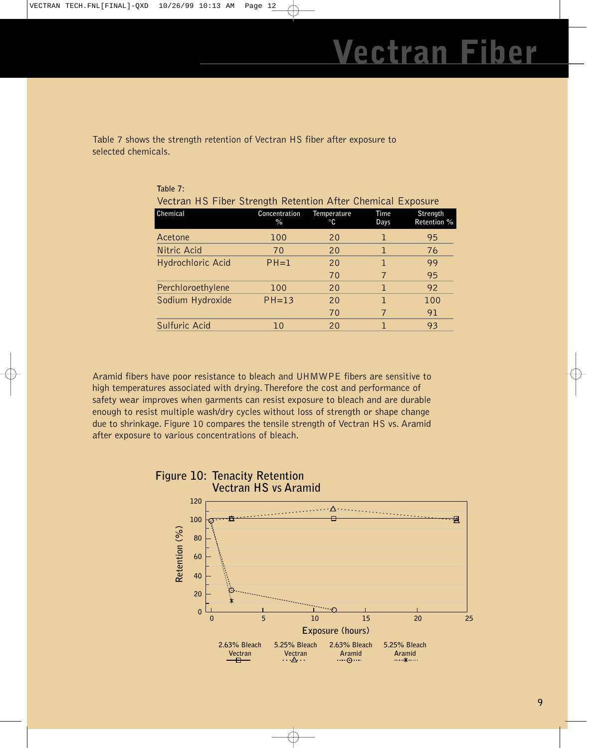# Vectran Fiber

Table 7 shows the strength retention of Vectran HS fiber after exposure to selected chemicals.

**Table 7:**
Vectran HS Fiber Strength Retention After Chemical Exposure

| Chemical | Concentration % | Temperature °C | Time Days | Strength Retention % |
|---|---|---|---|---|
| Acetone | 100 | 20 | 1 | 95 |
| Nitric Acid | 70 | 20 | 1 | 76 |
| Hydrochloric Acid | PH=1 | 20 | 1 | 99 |
| | | 70 | 7 | 95 |
| Perchloroethylene | 100 | 20 | 1 | 92 |
| Sodium Hydroxide | PH=13 | 20 | 1 | 100 |
| | | 70 | 7 | 91 |
| Sulfuric Acid | 10 | 20 | 1 | 93 |

Aramid fibers have poor resistance to bleach and UHMWPE fibers are sensitive to high temperatures associated with drying. Therefore the cost and performance of safety wear improves when garments can resist exposure to bleach and are durable enough to resist multiple wash/dry cycles without loss of strength or shape change due to shrinkage. Figure 10 compares the tensile strength of Vectran HS vs. Aramid after exposure to various concentrations of bleach.

**Figure 10: Tenacity Retention Vectran HS vs Aramid**

Retention (%) vs. Exposure (hours)

Legend: 2.63% Bleach Vectran; 5.25% Bleach Vectran; 2.63% Bleach Aramid; 5.25% Bleach Aramid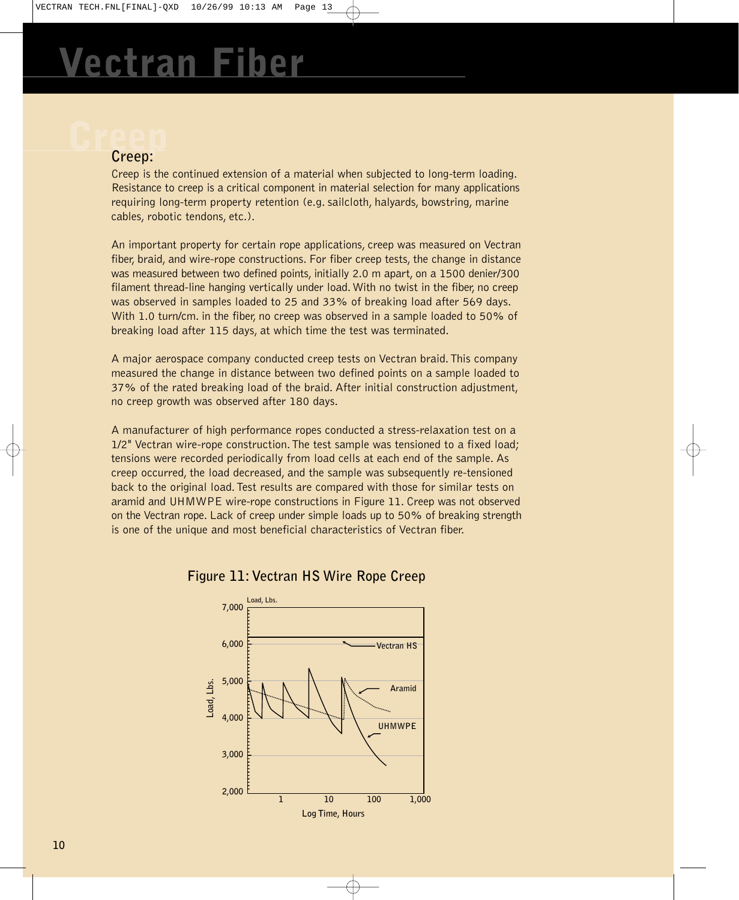# Vectran Fiber

## Creep:

Creep is the continued extension of a material when subjected to long-term loading. Resistance to creep is a critical component in material selection for many applications requiring long-term property retention (e.g. sailcloth, halyards, bowstring, marine cables, robotic tendons, etc.).

An important property for certain rope applications, creep was measured on Vectran fiber, braid, and wire-rope constructions. For fiber creep tests, the change in distance was measured between two defined points, initially 2.0 m apart, on a 1500 denier/300 filament thread-line hanging vertically under load. With no twist in the fiber, no creep was observed in samples loaded to 25 and 33% of breaking load after 569 days. With 1.0 turn/cm. in the fiber, no creep was observed in a sample loaded to 50% of breaking load after 115 days, at which time the test was terminated.

A major aerospace company conducted creep tests on Vectran braid. This company measured the change in distance between two defined points on a sample loaded to 37% of the rated breaking load of the braid. After initial construction adjustment, no creep growth was observed after 180 days.

A manufacturer of high performance ropes conducted a stress-relaxation test on a 1/2" Vectran wire-rope construction. The test sample was tensioned to a fixed load; tensions were recorded periodically from load cells at each end of the sample. As creep occurred, the load decreased, and the sample was subsequently re-tensioned back to the original load. Test results are compared with those for similar tests on aramid and UHMWPE wire-rope constructions in Figure 11. Creep was not observed on the Vectran rope. Lack of creep under simple loads up to 50% of breaking strength is one of the unique and most beneficial characteristics of Vectran fiber.

**Figure 11: Vectran HS Wire Rope Creep**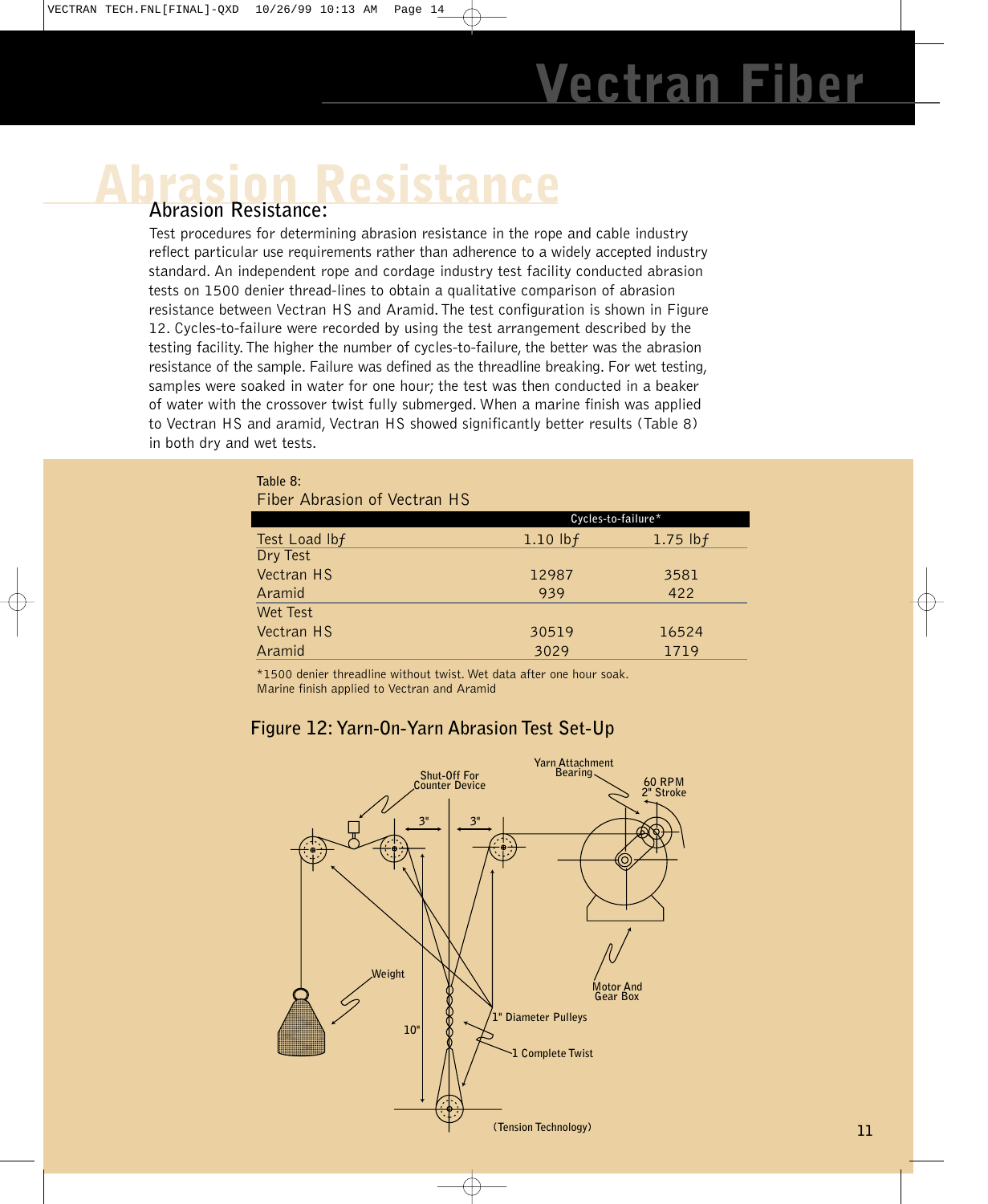# Abrasion Resistance

## Abrasion Resistance:

Test procedures for determining abrasion resistance in the rope and cable industry reflect particular use requirements rather than adherence to a widely accepted industry standard. An independent rope and cordage industry test facility conducted abrasion tests on 1500 denier thread-lines to obtain a qualitative comparison of abrasion resistance between Vectran HS and Aramid. The test configuration is shown in Figure 12. Cycles-to-failure were recorded by using the test arrangement described by the testing facility. The higher the number of cycles-to-failure, the better was the abrasion resistance of the sample. Failure was defined as the threadline breaking. For wet testing, samples were soaked in water for one hour; the test was then conducted in a beaker of water with the crossover twist fully submerged. When a marine finish was applied to Vectran HS and aramid, Vectran HS showed significantly better results (Table 8) in both dry and wet tests.

**Table 8:**
Fiber Abrasion of Vectran HS

| | Cycles-to-failure* | |
|---|---|---|
| Test Load lbf | 1.10 lbf | 1.75 lbf |
| **Dry Test** | | |
| Vectran HS | 12987 | 3581 |
| Aramid | 939 | 422 |
| **Wet Test** | | |
| Vectran HS | 30519 | 16524 |
| Aramid | 3029 | 1719 |

*1500 denier threadline without twist. Wet data after one hour soak.
Marine finish applied to Vectran and Aramid

**Figure 12: Yarn-On-Yarn Abrasion Test Set-Up**

Shut-Off For Counter Device; Yarn Attachment Bearing; 60 RPM 2" Stroke; 3"; 3"; Weight; 10"; 1" Diameter Pulleys; 1 Complete Twist; Motor And Gear Box

(Tension Technology)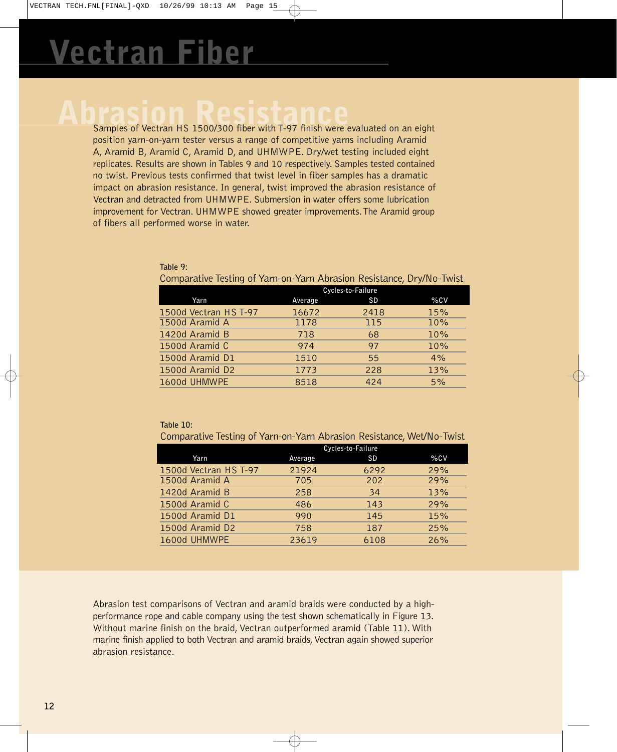# Vectran Fiber

## Abrasion Resistance

Samples of Vectran HS 1500/300 fiber with T-97 finish were evaluated on an eight position yarn-on-yarn tester versus a range of competitive yarns including Aramid A, Aramid B, Aramid C, Aramid D, and UHMWPE. Dry/wet testing included eight replicates. Results are shown in Tables 9 and 10 respectively. Samples tested contained no twist. Previous tests confirmed that twist level in fiber samples has a dramatic impact on abrasion resistance. In general, twist improved the abrasion resistance of Vectran and detracted from UHMWPE. Submersion in water offers some lubrication improvement for Vectran. UHMWPE showed greater improvements. The Aramid group of fibers all performed worse in water.

**Table 9:**
Comparative Testing of Yarn-on-Yarn Abrasion Resistance, Dry/No-Twist

| | Cycles-to-Failure | | |
|---|---|---|---|
| Yarn | Average | SD | %CV |
| 1500d Vectran HS T-97 | 16672 | 2418 | 15% |
| 1500d Aramid A | 1178 | 115 | 10% |
| 1420d Aramid B | 718 | 68 | 10% |
| 1500d Aramid C | 974 | 97 | 10% |
| 1500d Aramid D1 | 1510 | 55 | 4% |
| 1500d Aramid D2 | 1773 | 228 | 13% |
| 1600d UHMWPE | 8518 | 424 | 5% |

**Table 10:**
Comparative Testing of Yarn-on-Yarn Abrasion Resistance, Wet/No-Twist

| | Cycles-to-Failure | | |
|---|---|---|---|
| Yarn | Average | SD | %CV |
| 1500d Vectran HS T-97 | 21924 | 6292 | 29% |
| 1500d Aramid A | 705 | 202 | 29% |
| 1420d Aramid B | 258 | 34 | 13% |
| 1500d Aramid C | 486 | 143 | 29% |
| 1500d Aramid D1 | 990 | 145 | 15% |
| 1500d Aramid D2 | 758 | 187 | 25% |
| 1600d UHMWPE | 23619 | 6108 | 26% |

Abrasion test comparisons of Vectran and aramid braids were conducted by a high-performance rope and cable company using the test shown schematically in Figure 13. Without marine finish on the braid, Vectran outperformed aramid (Table 11). With marine finish applied to both Vectran and aramid braids, Vectran again showed superior abrasion resistance.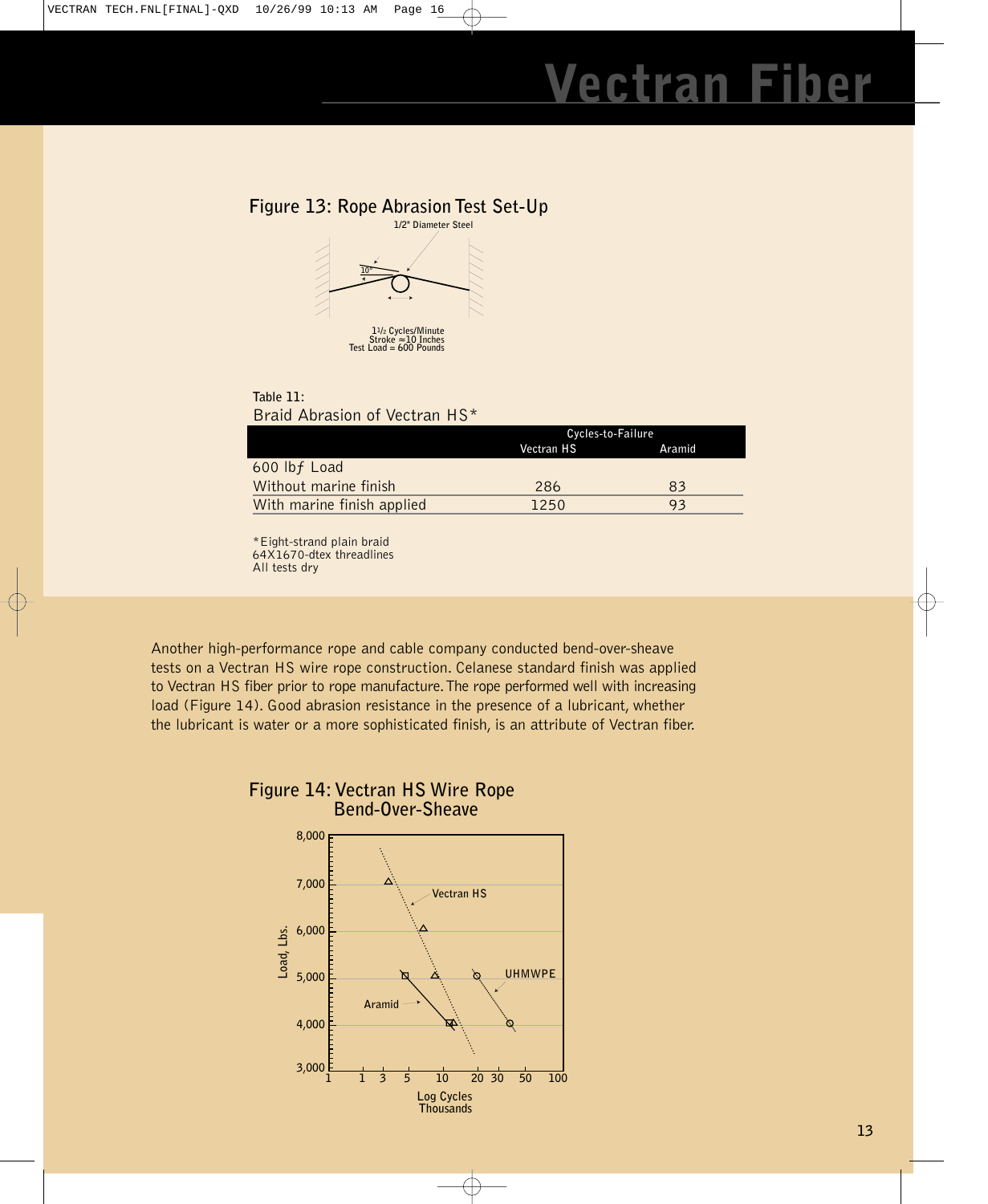## Figure 13: Rope Abrasion Test Set-Up

1/2" Diameter Steel

10°

1½ Cycles/Minute
Stroke ≈10 Inches
Test Load = 600 Pounds

**Table 11:**
Braid Abrasion of Vectran HS*

| | Cycles-to-Failure | |
|---|---|---|
| | Vectran HS | Aramid |
| 600 lbf Load | | |
| Without marine finish | 286 | 83 |
| With marine finish applied | 1250 | 93 |

*Eight-strand plain braid
64X1670-dtex threadlines
All tests dry

Another high-performance rope and cable company conducted bend-over-sheave tests on a Vectran HS wire rope construction. Celanese standard finish was applied to Vectran HS fiber prior to rope manufacture. The rope performed well with increasing load (Figure 14). Good abrasion resistance in the presence of a lubricant, whether the lubricant is water or a more sophisticated finish, is an attribute of Vectran fiber.

## Figure 14: Vectran HS Wire Rope Bend-Over-Sheave

Load, Lbs.: 3,000, 4,000, 5,000, 6,000, 7,000, 8,000

Vectran HS

UHMWPE

Aramid

Log Cycles Thousands: 1, 1, 3, 5, 10, 20, 30, 50, 100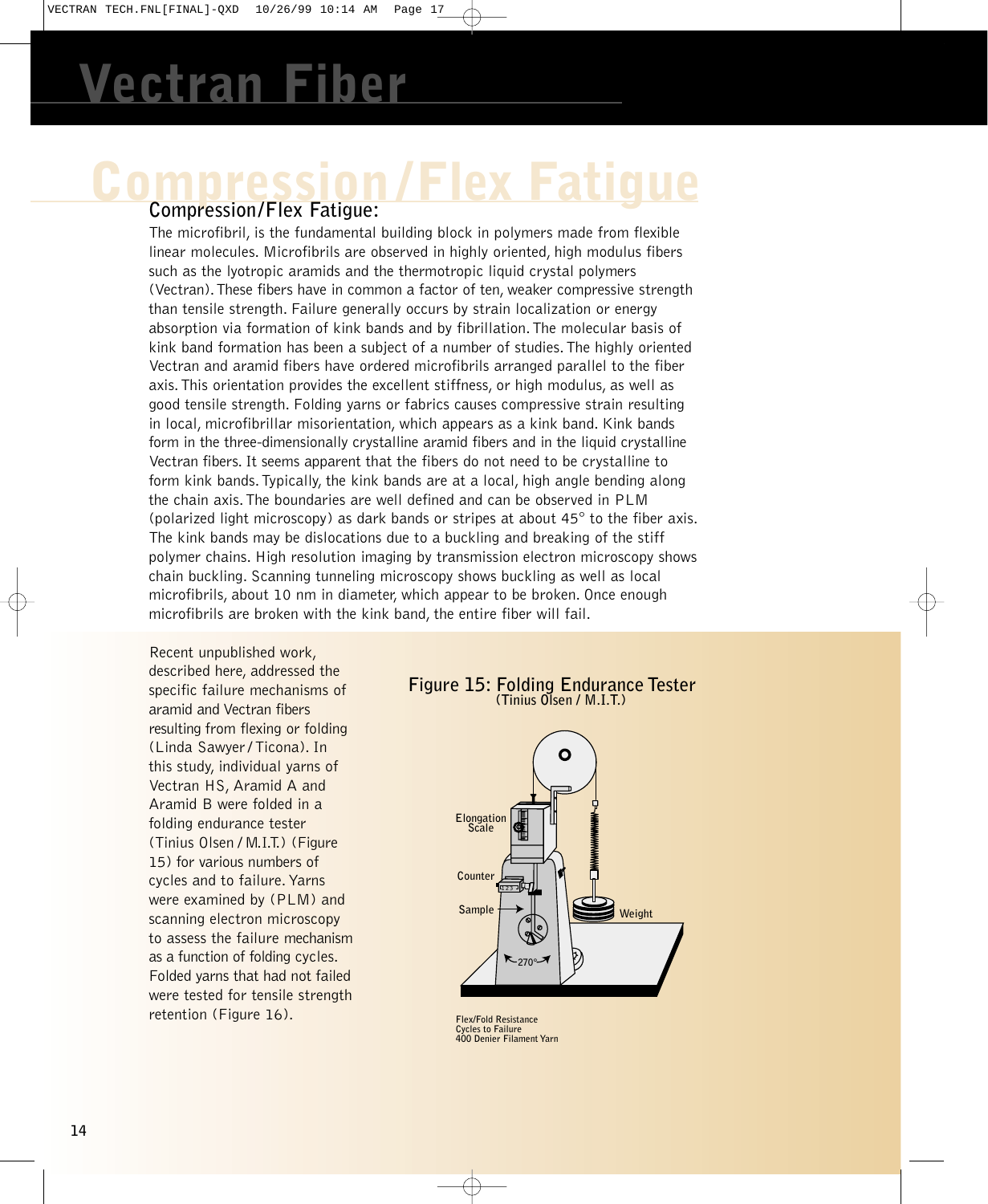## Compression/Flex Fatigue:

The microfibril, is the fundamental building block in polymers made from flexible linear molecules. Microfibrils are observed in highly oriented, high modulus fibers such as the lyotropic aramids and the thermotropic liquid crystal polymers (Vectran). These fibers have in common a factor of ten, weaker compressive strength than tensile strength. Failure generally occurs by strain localization or energy absorption via formation of kink bands and by fibrillation. The molecular basis of kink band formation has been a subject of a number of studies. The highly oriented Vectran and aramid fibers have ordered microfibrils arranged parallel to the fiber axis. This orientation provides the excellent stiffness, or high modulus, as well as good tensile strength. Folding yarns or fabrics causes compressive strain resulting in local, microfibrillar misorientation, which appears as a kink band. Kink bands form in the three-dimensionally crystalline aramid fibers and in the liquid crystalline Vectran fibers. It seems apparent that the fibers do not need to be crystalline to form kink bands. Typically, the kink bands are at a local, high angle bending along the chain axis. The boundaries are well defined and can be observed in PLM (polarized light microscopy) as dark bands or stripes at about 45° to the fiber axis. The kink bands may be dislocations due to a buckling and breaking of the stiff polymer chains. High resolution imaging by transmission electron microscopy shows chain buckling. Scanning tunneling microscopy shows buckling as well as local microfibrils, about 10 nm in diameter, which appear to be broken. Once enough microfibrils are broken with the kink band, the entire fiber will fail.

Recent unpublished work, described here, addressed the specific failure mechanisms of aramid and Vectran fibers resulting from flexing or folding (Linda Sawyer / Ticona). In this study, individual yarns of Vectran HS, Aramid A and Aramid B were folded in a folding endurance tester (Tinius Olsen / M.I.T.) (Figure 15) for various numbers of cycles and to failure. Yarns were examined by (PLM) and scanning electron microscopy to assess the failure mechanism as a function of folding cycles. Folded yarns that had not failed were tested for tensile strength retention (Figure 16).

**Figure 15: Folding Endurance Tester**
**(Tinius Olsen / M.I.T.)**

Flex/Fold Resistance
Cycles to Failure
400 Denier Filament Yarn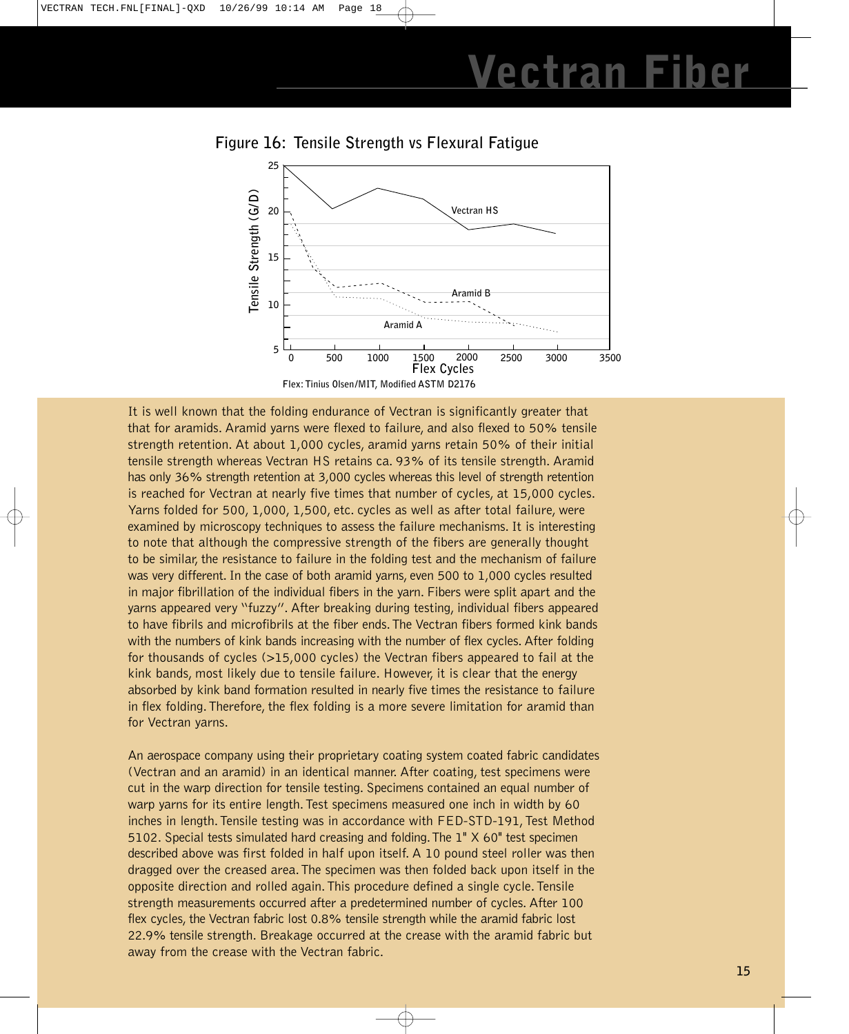Figure 16: Tensile Strength vs Flexural Fatigue

Flex: Tinius Olsen/MIT, Modified ASTM D2176

It is well known that the folding endurance of Vectran is significantly greater that that for aramids. Aramid yarns were flexed to failure, and also flexed to 50% tensile strength retention. At about 1,000 cycles, aramid yarns retain 50% of their initial tensile strength whereas Vectran HS retains ca. 93% of its tensile strength. Aramid has only 36% strength retention at 3,000 cycles whereas this level of strength retention is reached for Vectran at nearly five times that number of cycles, at 15,000 cycles. Yarns folded for 500, 1,000, 1,500, etc. cycles as well as after total failure, were examined by microscopy techniques to assess the failure mechanisms. It is interesting to note that although the compressive strength of the fibers are generally thought to be similar, the resistance to failure in the folding test and the mechanism of failure was very different. In the case of both aramid yarns, even 500 to 1,000 cycles resulted in major fibrillation of the individual fibers in the yarn. Fibers were split apart and the yarns appeared very "fuzzy". After breaking during testing, individual fibers appeared to have fibrils and microfibrils at the fiber ends. The Vectran fibers formed kink bands with the numbers of kink bands increasing with the number of flex cycles. After folding for thousands of cycles (>15,000 cycles) the Vectran fibers appeared to fail at the kink bands, most likely due to tensile failure. However, it is clear that the energy absorbed by kink band formation resulted in nearly five times the resistance to failure in flex folding. Therefore, the flex folding is a more severe limitation for aramid than for Vectran yarns.

An aerospace company using their proprietary coating system coated fabric candidates (Vectran and an aramid) in an identical manner. After coating, test specimens were cut in the warp direction for tensile testing. Specimens contained an equal number of warp yarns for its entire length. Test specimens measured one inch in width by 60 inches in length. Tensile testing was in accordance with FED-STD-191, Test Method 5102. Special tests simulated hard creasing and folding. The 1" X 60" test specimen described above was first folded in half upon itself. A 10 pound steel roller was then dragged over the creased area. The specimen was then folded back upon itself in the opposite direction and rolled again. This procedure defined a single cycle. Tensile strength measurements occurred after a predetermined number of cycles. After 100 flex cycles, the Vectran fabric lost 0.8% tensile strength while the aramid fabric lost 22.9% tensile strength. Breakage occurred at the crease with the aramid fabric but away from the crease with the Vectran fabric.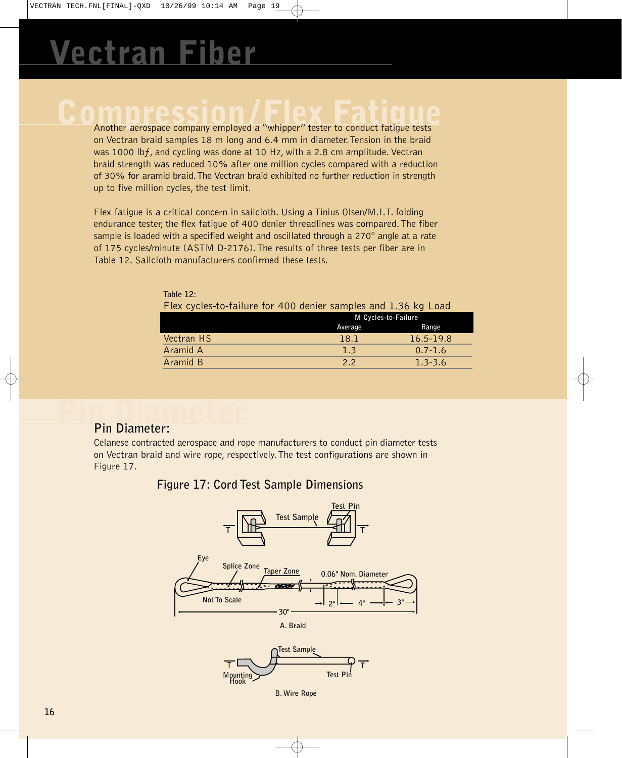# Vectran Fiber

## Compression/Flex Fatigue

Another aerospace company employed a "whipper" tester to conduct fatigue tests on Vectran braid samples 18 m long and 6.4 mm in diameter. Tension in the braid was 1000 lbƒ, and cycling was done at 10 Hz, with a 2.8 cm amplitude. Vectran braid strength was reduced 10% after one million cycles compared with a reduction of 30% for aramid braid. The Vectran braid exhibited no further reduction in strength up to five million cycles, the test limit.

Flex fatigue is a critical concern in sailcloth. Using a Tinius Olsen/M.I.T. folding endurance tester, the flex fatigue of 400 denier threadlines was compared. The fiber sample is loaded with a specified weight and oscillated through a 270° angle at a rate of 175 cycles/minute (ASTM D-2176). The results of three tests per fiber are in Table 12. Sailcloth manufacturers confirmed these tests.

**Table 12:**
Flex cycles-to-failure for 400 denier samples and 1.36 kg Load

| | M Cycles-to-Failure | |
|---|---|---|
| | Average | Range |
| Vectran HS | 18.1 | 16.5-19.8 |
| Aramid A | 1.3 | 0.7-1.6 |
| Aramid B | 2.2 | 1.3-3.6 |

## Pin Diameter:

Celanese contracted aerospace and rope manufacturers to conduct pin diameter tests on Vectran braid and wire rope, respectively. The test configurations are shown in Figure 17.

**Figure 17: Cord Test Sample Dimensions**

A. Braid

B. Wire Rope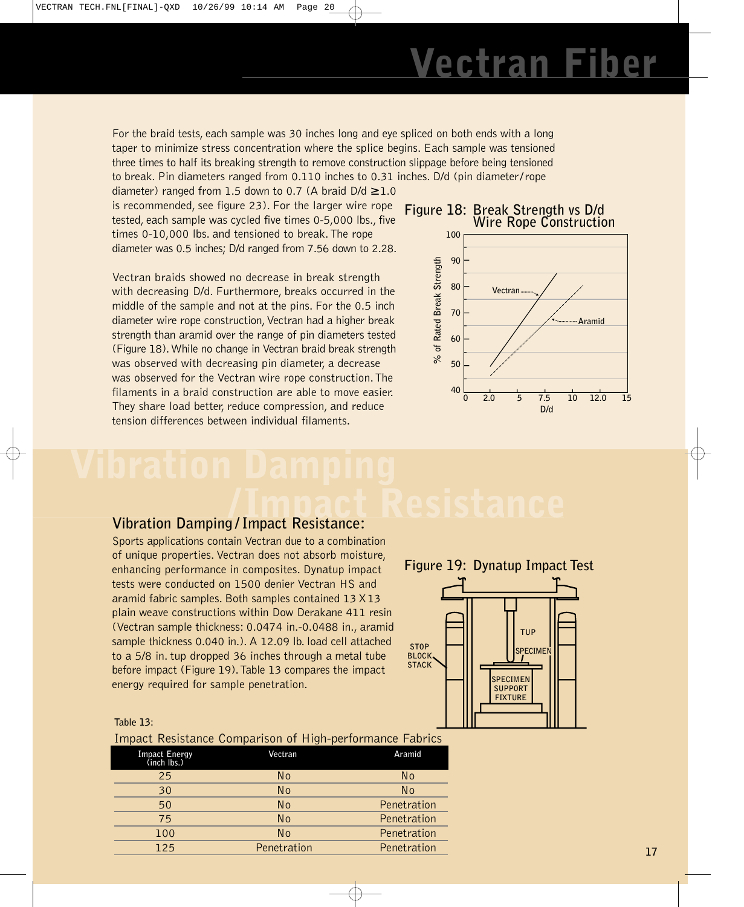For the braid tests, each sample was 30 inches long and eye spliced on both ends with a long taper to minimize stress concentration where the splice begins. Each sample was tensioned three times to half its breaking strength to remove construction slippage before being tensioned to break. Pin diameters ranged from 0.110 inches to 0.31 inches. D/d (pin diameter/rope diameter) ranged from 1.5 down to 0.7 (A braid D/d ≥1.0 is recommended, see figure 23). For the larger wire rope tested, each sample was cycled five times 0-5,000 lbs., five times 0-10,000 lbs. and tensioned to break. The rope diameter was 0.5 inches; D/d ranged from 7.56 down to 2.28.

Vectran braids showed no decrease in break strength with decreasing D/d. Furthermore, breaks occurred in the middle of the sample and not at the pins. For the 0.5 inch diameter wire rope construction, Vectran had a higher break strength than aramid over the range of pin diameters tested (Figure 18). While no change in Vectran braid break strength was observed with decreasing pin diameter, a decrease was observed for the Vectran wire rope construction. The filaments in a braid construction are able to move easier. They share load better, reduce compression, and reduce tension differences between individual filaments.

**Figure 18: Break Strength vs D/d Wire Rope Construction**

## Vibration Damping / Impact Resistance:

Sports applications contain Vectran due to a combination of unique properties. Vectran does not absorb moisture, enhancing performance in composites. Dynatup impact tests were conducted on 1500 denier Vectran HS and aramid fabric samples. Both samples contained 13 X 13 plain weave constructions within Dow Derakane 411 resin (Vectran sample thickness: 0.0474 in.-0.0488 in., aramid sample thickness 0.040 in.). A 12.09 lb. load cell attached to a 5/8 in. tup dropped 36 inches through a metal tube before impact (Figure 19). Table 13 compares the impact energy required for sample penetration.

**Figure 19: Dynatup Impact Test**

Table 13:

Impact Resistance Comparison of High-performance Fabrics

| Impact Energy (inch lbs.) | Vectran | Aramid |
|---|---|---|
| 25 | No | No |
| 30 | No | No |
| 50 | No | Penetration |
| 75 | No | Penetration |
| 100 | No | Penetration |
| 125 | Penetration | Penetration |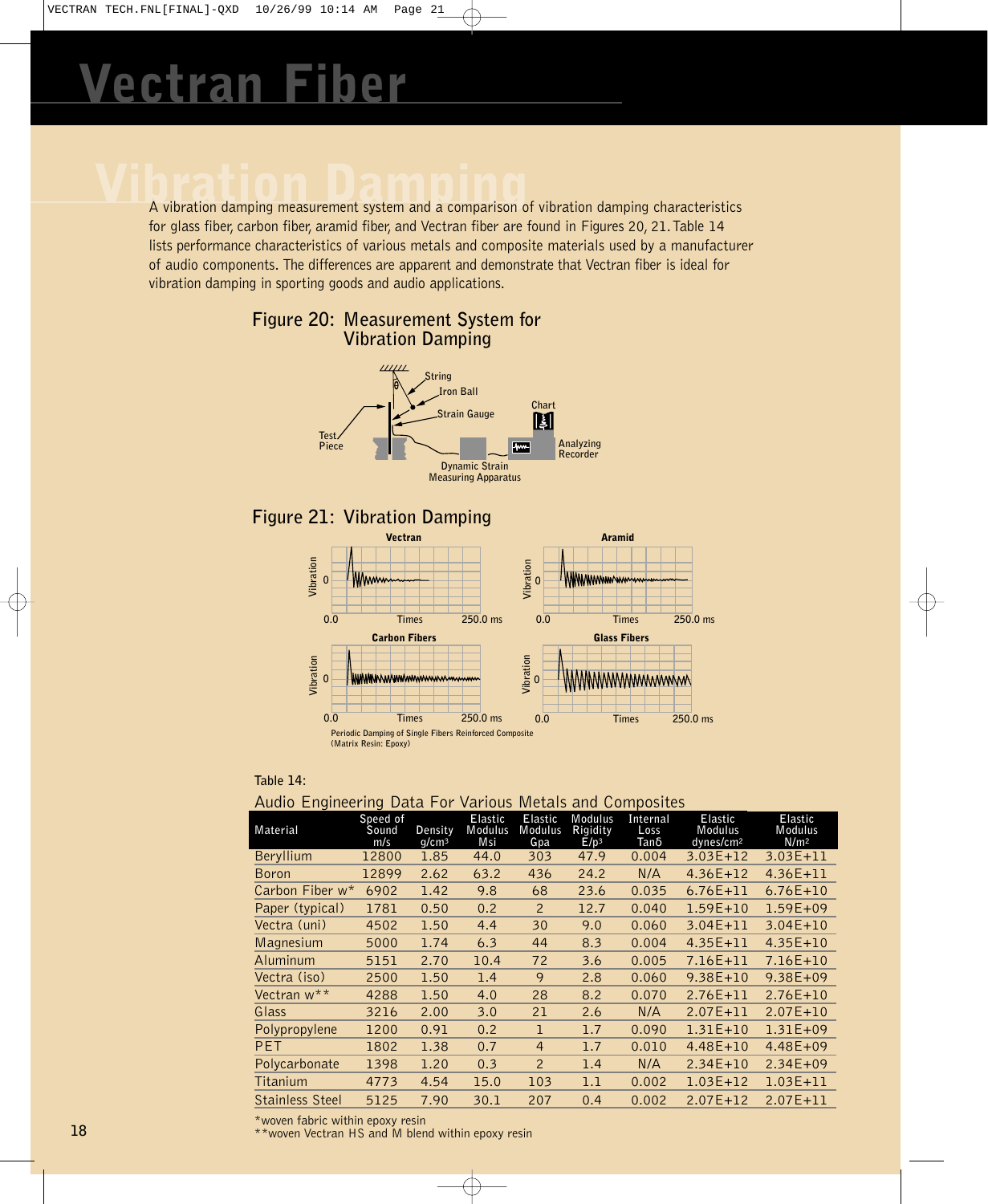# Vectran Fiber

## Vibration Damping

A vibration damping measurement system and a comparison of vibration damping characteristics for glass fiber, carbon fiber, aramid fiber, and Vectran fiber are found in Figures 20, 21. Table 14 lists performance characteristics of various metals and composite materials used by a manufacturer of audio components. The differences are apparent and demonstrate that Vectran fiber is ideal for vibration damping in sporting goods and audio applications.

### Figure 20: Measurement System for Vibration Damping

String, Iron Ball, Strain Gauge, Test Piece, Chart, Dynamic Strain Measuring Apparatus, Analyzing Recorder

### Figure 21: Vibration Damping

Vectran, Aramid, Carbon Fibers, Glass Fibers

Vibration 0 — 0.0 Times 250.0 ms

Periodic Damping of Single Fibers Reinforced Composite (Matrix Resin: Epoxy)

Table 14:

Audio Engineering Data For Various Metals and Composites

| Material | Speed of Sound m/s | Density g/cm³ | Elastic Modulus Msi | Elastic Modulus Gpa | Modulus Rigidity E/ρ³ | Internal Loss Tanδ | Elastic Modulus dynes/cm² | Elastic Modulus N/m² |
|---|---|---|---|---|---|---|---|---|
| Beryllium | 12800 | 1.85 | 44.0 | 303 | 47.9 | 0.004 | 3.03E+12 | 3.03E+11 |
| Boron | 12899 | 2.62 | 63.2 | 436 | 24.2 | N/A | 4.36E+12 | 4.36E+11 |
| Carbon Fiber w* | 6902 | 1.42 | 9.8 | 68 | 23.6 | 0.035 | 6.76E+11 | 6.76E+10 |
| Paper (typical) | 1781 | 0.50 | 0.2 | 2 | 12.7 | 0.040 | 1.59E+10 | 1.59E+09 |
| Vectra (uni) | 4502 | 1.50 | 4.4 | 30 | 9.0 | 0.060 | 3.04E+11 | 3.04E+10 |
| Magnesium | 5000 | 1.74 | 6.3 | 44 | 8.3 | 0.004 | 4.35E+11 | 4.35E+10 |
| Aluminum | 5151 | 2.70 | 10.4 | 72 | 3.6 | 0.005 | 7.16E+11 | 7.16E+10 |
| Vectra (iso) | 2500 | 1.50 | 1.4 | 9 | 2.8 | 0.060 | 9.38E+10 | 9.38E+09 |
| Vectran w** | 4288 | 1.50 | 4.0 | 28 | 8.2 | 0.070 | 2.76E+11 | 2.76E+10 |
| Glass | 3216 | 2.00 | 3.0 | 21 | 2.6 | N/A | 2.07E+11 | 2.07E+10 |
| Polypropylene | 1200 | 0.91 | 0.2 | 1 | 1.7 | 0.090 | 1.31E+10 | 1.31E+09 |
| PET | 1802 | 1.38 | 0.7 | 4 | 1.7 | 0.010 | 4.48E+10 | 4.48E+09 |
| Polycarbonate | 1398 | 1.20 | 0.3 | 2 | 1.4 | N/A | 2.34E+10 | 2.34E+09 |
| Titanium | 4773 | 4.54 | 15.0 | 103 | 1.1 | 0.002 | 1.03E+12 | 1.03E+11 |
| Stainless Steel | 5125 | 7.90 | 30.1 | 207 | 0.4 | 0.002 | 2.07E+12 | 2.07E+11 |

*woven fabric within epoxy resin
**woven Vectran HS and M blend within epoxy resin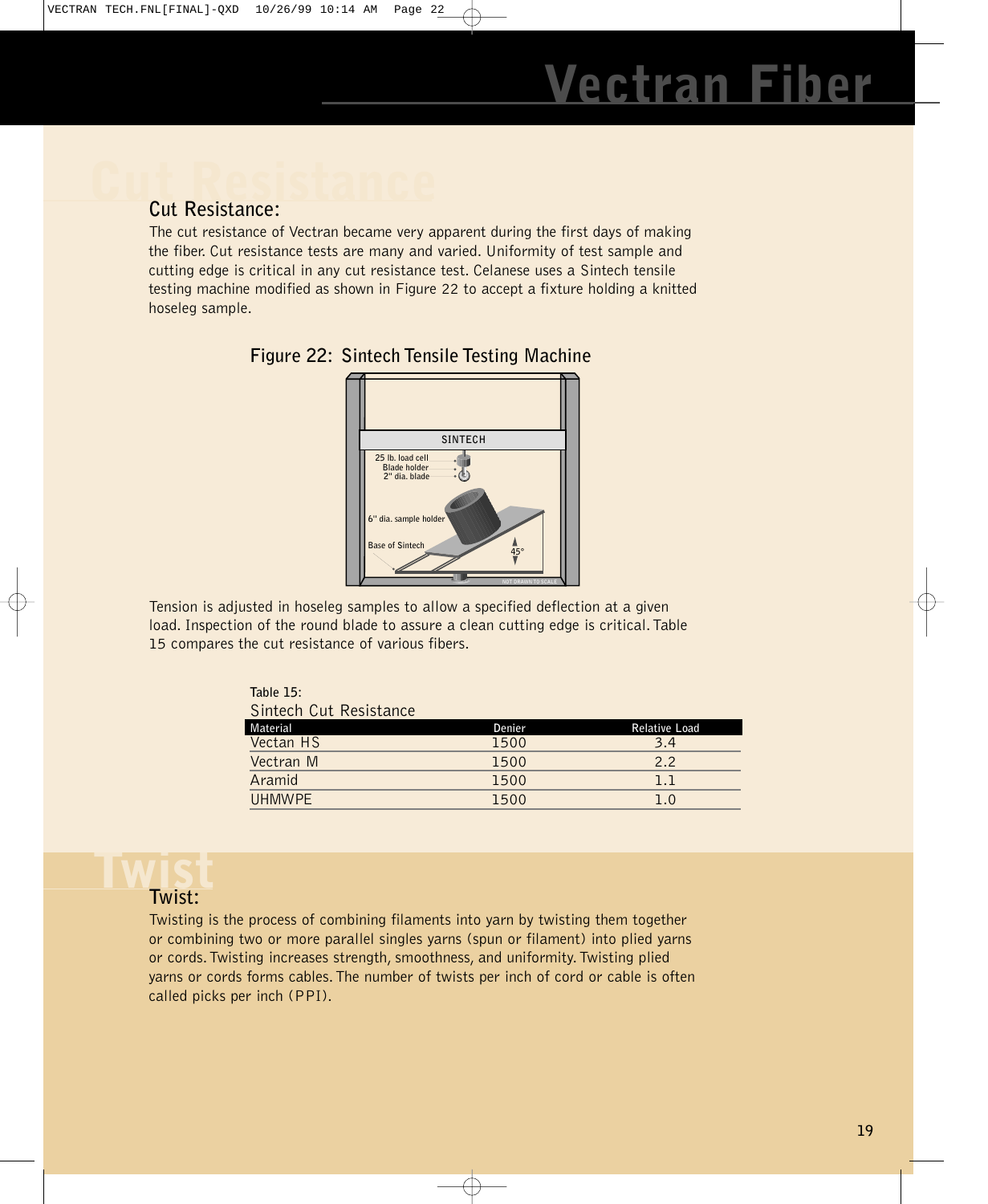## Cut Resistance:

The cut resistance of Vectran became very apparent during the first days of making the fiber. Cut resistance tests are many and varied. Uniformity of test sample and cutting edge is critical in any cut resistance test. Celanese uses a Sintech tensile testing machine modified as shown in Figure 22 to accept a fixture holding a knitted hoseleg sample.

### Figure 22: Sintech Tensile Testing Machine

Tension is adjusted in hoseleg samples to allow a specified deflection at a given load. Inspection of the round blade to assure a clean cutting edge is critical. Table 15 compares the cut resistance of various fibers.

**Table 15:**
Sintech Cut Resistance

| Material | Denier | Relative Load |
|---|---|---|
| Vectan HS | 1500 | 3.4 |
| Vectran M | 1500 | 2.2 |
| Aramid | 1500 | 1.1 |
| UHMWPE | 1500 | 1.0 |

## Twist:

Twisting is the process of combining filaments into yarn by twisting them together or combining two or more parallel singles yarns (spun or filament) into plied yarns or cords. Twisting increases strength, smoothness, and uniformity. Twisting plied yarns or cords forms cables. The number of twists per inch of cord or cable is often called picks per inch (PPI).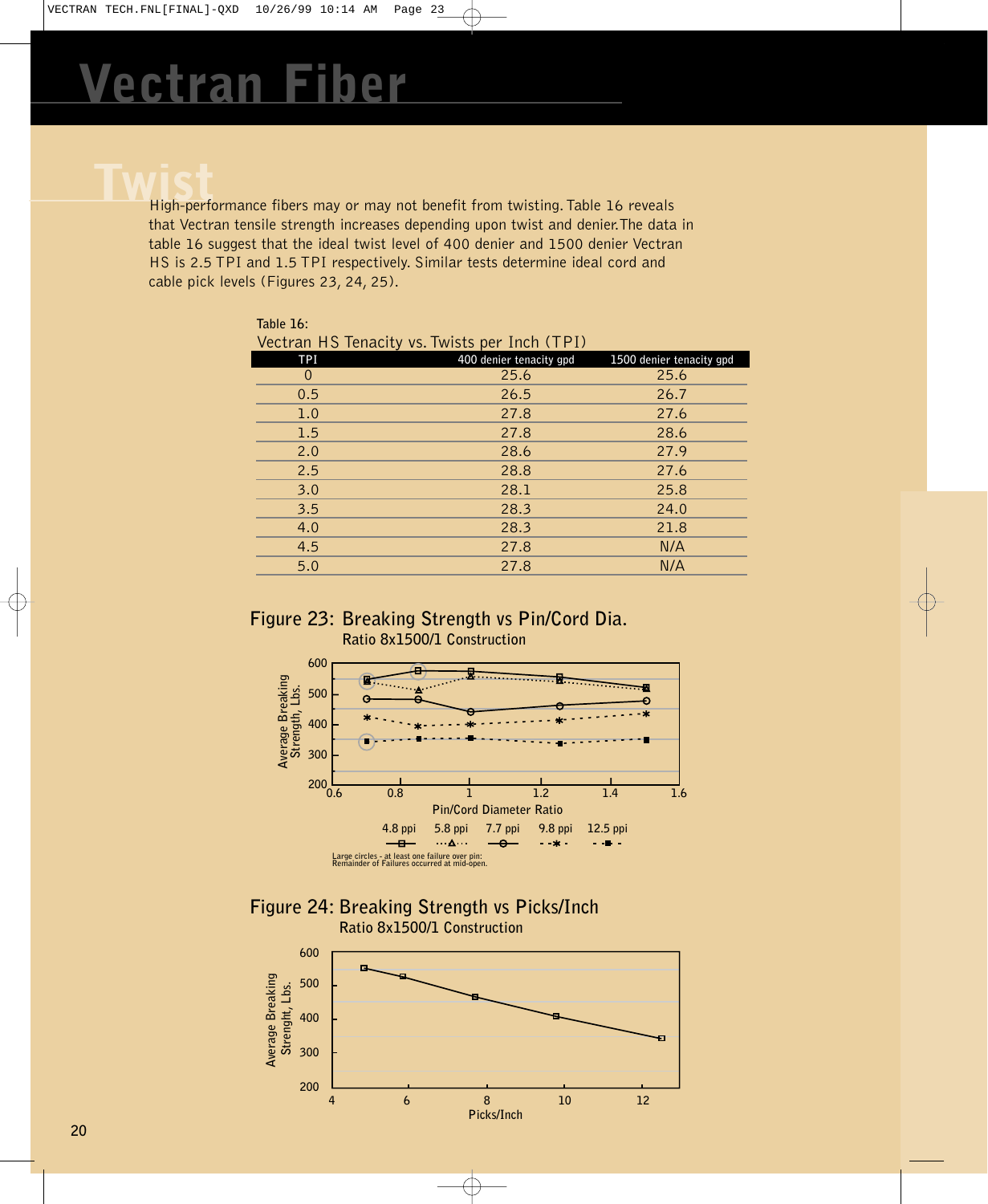# Vectran Fiber

## Twist

High-performance fibers may or may not benefit from twisting. Table 16 reveals that Vectran tensile strength increases depending upon twist and denier.The data in table 16 suggest that the ideal twist level of 400 denier and 1500 denier Vectran HS is 2.5 TPI and 1.5 TPI respectively. Similar tests determine ideal cord and cable pick levels (Figures 23, 24, 25).

**Table 16:**
Vectran HS Tenacity vs. Twists per Inch (TPI)

| TPI | 400 denier tenacity gpd | 1500 denier tenacity gpd |
|---|---|---|
| 0 | 25.6 | 25.6 |
| 0.5 | 26.5 | 26.7 |
| 1.0 | 27.8 | 27.6 |
| 1.5 | 27.8 | 28.6 |
| 2.0 | 28.6 | 27.9 |
| 2.5 | 28.8 | 27.6 |
| 3.0 | 28.1 | 25.8 |
| 3.5 | 28.3 | 24.0 |
| 4.0 | 28.3 | 21.8 |
| 4.5 | 27.8 | N/A |
| 5.0 | 27.8 | N/A |

### Figure 23: Breaking Strength vs Pin/Cord Dia.

**Ratio 8x1500/1 Construction**

Average Breaking Strength, Lbs. vs Pin/Cord Diameter Ratio

Legend: 4.8 ppi, 5.8 ppi, 7.7 ppi, 9.8 ppi, 12.5 ppi

Large circles - at least one failure over pin: Remainder of Failures occurred at mid-open.

### Figure 24: Breaking Strength vs Picks/Inch

**Ratio 8x1500/1 Construction**

Average Breaking Strenght, Lbs. vs Picks/Inch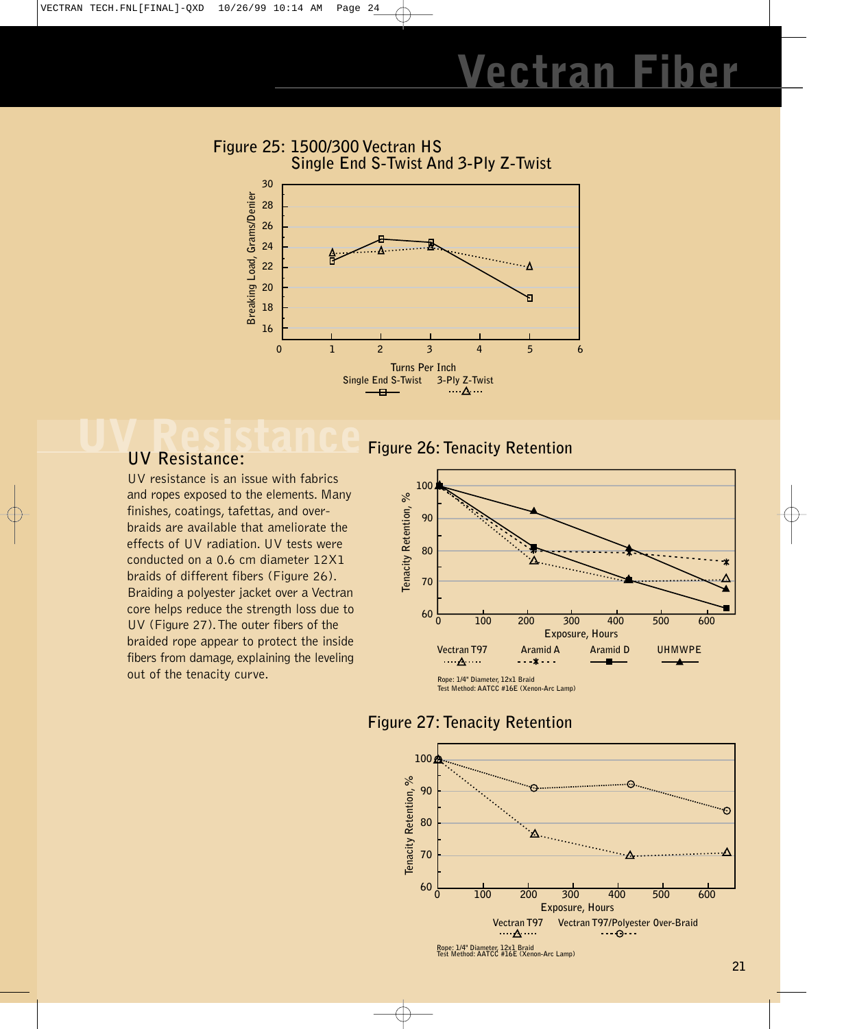## Figure 25: 1500/300 Vectran HS Single End S-Twist And 3-Ply Z-Twist

Breaking Load, Grams/Denier

Turns Per Inch

Single End S-Twist    3-Ply Z-Twist

## UV Resistance:

UV resistance is an issue with fabrics and ropes exposed to the elements. Many finishes, coatings, tafettas, and over-braids are available that ameliorate the effects of UV radiation. UV tests were conducted on a 0.6 cm diameter 12X1 braids of different fibers (Figure 26). Braiding a polyester jacket over a Vectran core helps reduce the strength loss due to UV (Figure 27). The outer fibers of the braided rope appear to protect the inside fibers from damage, explaining the leveling out of the tenacity curve.

## Figure 26: Tenacity Retention

Tenacity Retention, %

Exposure, Hours

Vectran T97    Aramid A    Aramid D    UHMWPE

Rope: 1/4" Diameter, 12x1 Braid
Test Method: AATCC #16E (Xenon-Arc Lamp)

## Figure 27: Tenacity Retention

Tenacity Retention, %

Exposure, Hours

Vectran T97    Vectran T97/Polyester Over-Braid

Rope: 1/4" Diameter, 12x1 Braid
Test Method: AATCC #16E (Xenon-Arc Lamp)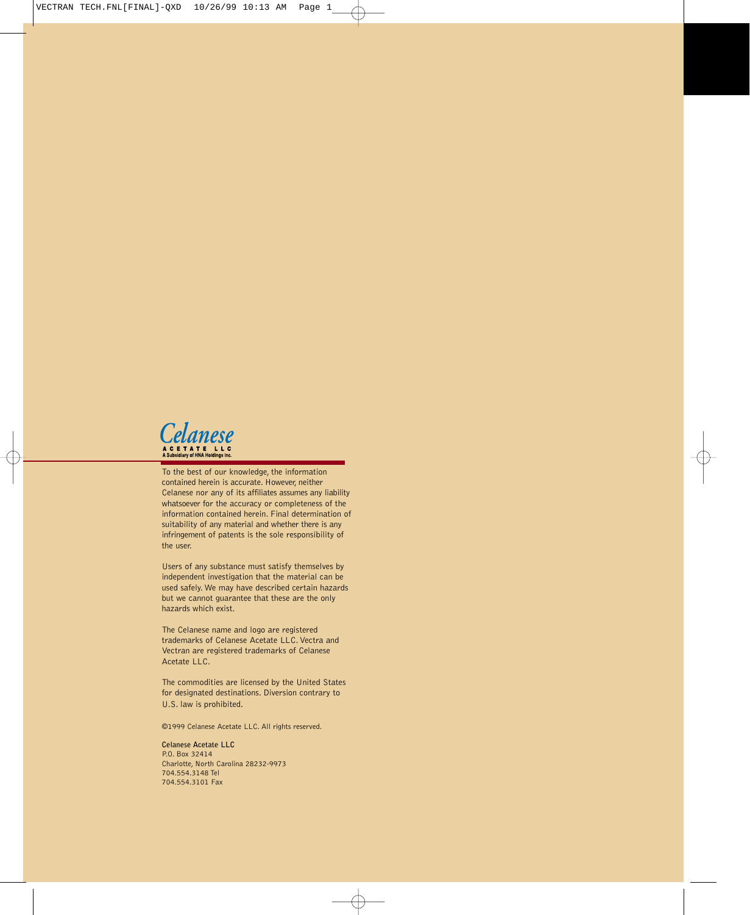**Celanese**

ACETATE LLC

A Subsidiary of HNA Holdings Inc.

To the best of our knowledge, the information contained herein is accurate. However, neither Celanese nor any of its affiliates assumes any liability whatsoever for the accuracy or completeness of the information contained herein. Final determination of suitability of any material and whether there is any infringement of patents is the sole responsibility of the user.

Users of any substance must satisfy themselves by independent investigation that the material can be used safely. We may have described certain hazards but we cannot guarantee that these are the only hazards which exist.

The Celanese name and logo are registered trademarks of Celanese Acetate LLC. Vectra and Vectran are registered trademarks of Celanese Acetate LLC.

The commodities are licensed by the United States for designated destinations. Diversion contrary to U.S. law is prohibited.

©1999 Celanese Acetate LLC. All rights reserved.

**Celanese Acetate LLC**
P.O. Box 32414
Charlotte, North Carolina 28232-9973
704.554.3148 Tel
704.554.3101 Fax